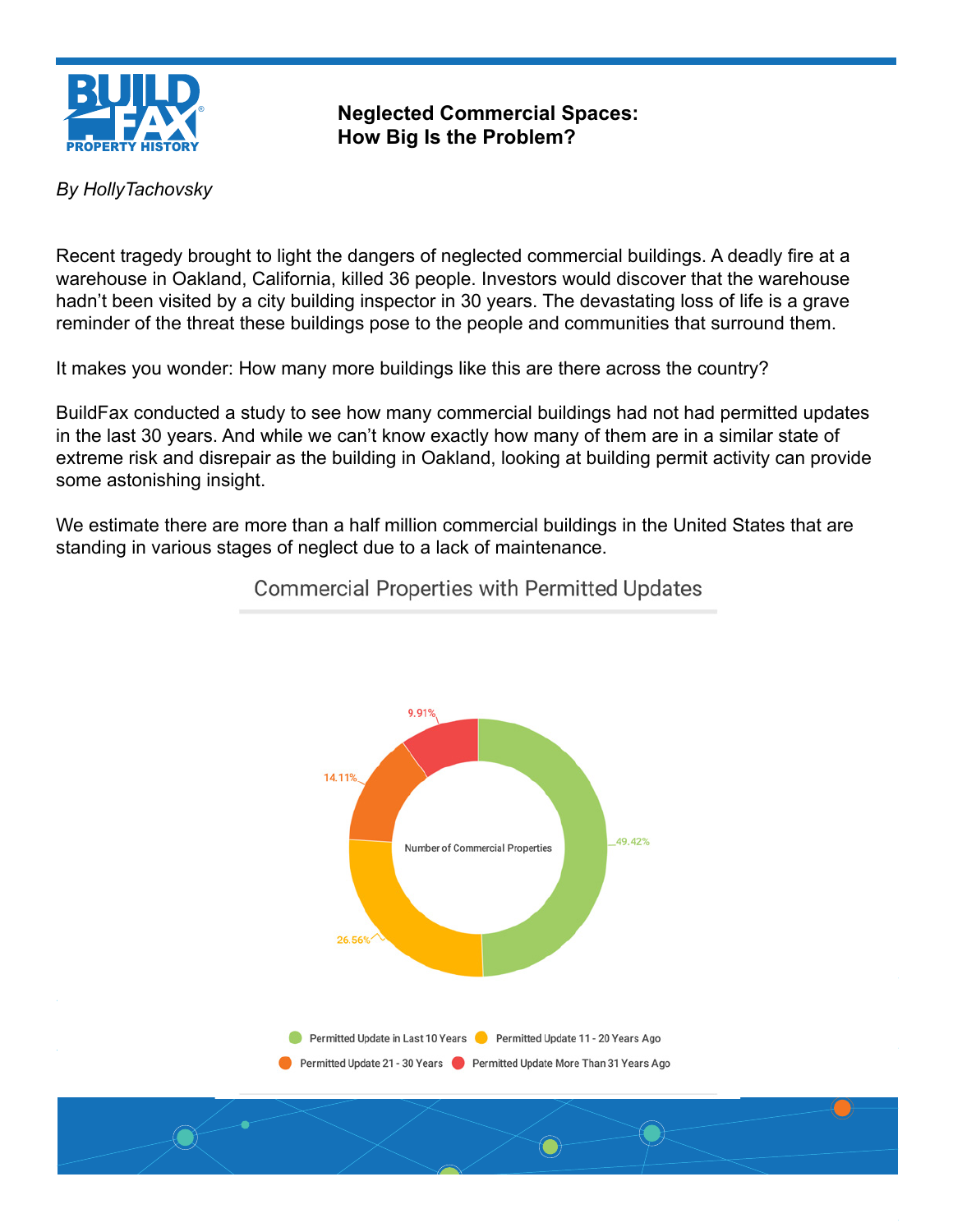# Neglected Commercial Spaces: How Big Is the Problem?

*By HollyTachovsky*

Recent tragedy brought to light the dangers of neglected commercial buildings. A deadly fire at a warehouse in Oakland, California, killed 36 people. Investors would discover that the warehouse hadn't been visited by a city building inspector in 30 years. The devastating loss of life is a grave reminder of the threat these buildings pose to the people and communities that surround them.

It makes you wonder: How many more buildings like this are there across the country?

BuildFax conducted a study to see how many commercial buildings had not had permitted updates in the last 30 years. And while we can't know exactly how many of them are in a similar state of extreme risk and disrepair as the building in Oakland, looking at building permit activity can provide some astonishing insight.

We estimate there are more than a half million commercial buildings in the United States that are standing in various stages of neglect due to a lack of maintenance.

**Commercial Properties with Permitted Updates**

Number of Commercial Properties

| Category | Share |
|---|---|
| Permitted Update in Last 10 Years | 49.42% |
| Permitted Update 11 - 20 Years Ago | 26.56% |
| Permitted Update 21 - 30 Years | 14.11% |
| Permitted Update More Than 31 Years Ago | 9.91% |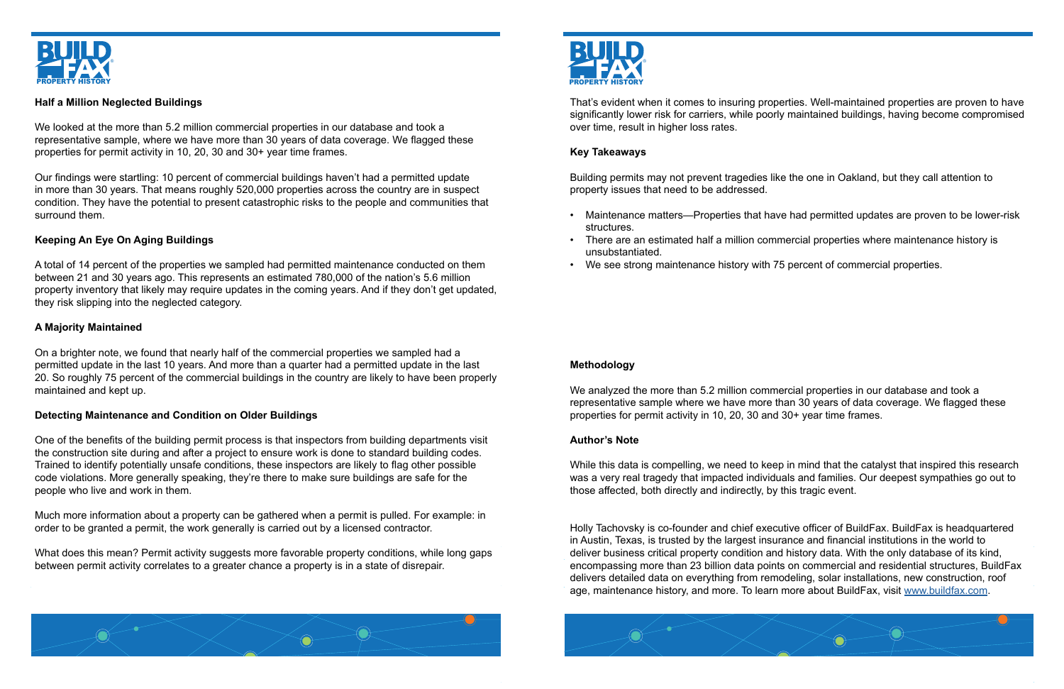## Half a Million Neglected Buildings

We looked at the more than 5.2 million commercial properties in our database and took a representative sample, where we have more than 30 years of data coverage. We flagged these properties for permit activity in 10, 20, 30 and 30+ year time frames.

Our findings were startling: 10 percent of commercial buildings haven't had a permitted update in more than 30 years. That means roughly 520,000 properties across the country are in suspect condition. They have the potential to present catastrophic risks to the people and communities that surround them.

## Keeping An Eye On Aging Buildings

A total of 14 percent of the properties we sampled had permitted maintenance conducted on them between 21 and 30 years ago. This represents an estimated 780,000 of the nation's 5.6 million property inventory that likely may require updates in the coming years. And if they don't get updated, they risk slipping into the neglected category.

## A Majority Maintained

On a brighter note, we found that nearly half of the commercial properties we sampled had a permitted update in the last 10 years. And more than a quarter had a permitted update in the last 20. So roughly 75 percent of the commercial buildings in the country are likely to have been properly maintained and kept up.

## Detecting Maintenance and Condition on Older Buildings

One of the benefits of the building permit process is that inspectors from building departments visit the construction site during and after a project to ensure work is done to standard building codes. Trained to identify potentially unsafe conditions, these inspectors are likely to flag other possible code violations. More generally speaking, they're there to make sure buildings are safe for the people who live and work in them.

Much more information about a property can be gathered when a permit is pulled. For example: in order to be granted a permit, the work generally is carried out by a licensed contractor.

What does this mean? Permit activity suggests more favorable property conditions, while long gaps between permit activity correlates to a greater chance a property is in a state of disrepair.

That's evident when it comes to insuring properties. Well-maintained properties are proven to have significantly lower risk for carriers, while poorly maintained buildings, having become compromised over time, result in higher loss rates.

## Key Takeaways

Building permits may not prevent tragedies like the one in Oakland, but they call attention to property issues that need to be addressed.

- Maintenance matters—Properties that have had permitted updates are proven to be lower-risk structures.
- There are an estimated half a million commercial properties where maintenance history is unsubstantiated.
- We see strong maintenance history with 75 percent of commercial properties.

## Methodology

We analyzed the more than 5.2 million commercial properties in our database and took a representative sample where we have more than 30 years of data coverage. We flagged these properties for permit activity in 10, 20, 30 and 30+ year time frames.

## Author's Note

While this data is compelling, we need to keep in mind that the catalyst that inspired this research was a very real tragedy that impacted individuals and families. Our deepest sympathies go out to those affected, both directly and indirectly, by this tragic event.

Holly Tachovsky is co-founder and chief executive officer of BuildFax. BuildFax is headquartered in Austin, Texas, is trusted by the largest insurance and financial institutions in the world to deliver business critical property condition and history data. With the only database of its kind, encompassing more than 23 billion data points on commercial and residential structures, BuildFax delivers detailed data on everything from remodeling, solar installations, new construction, roof age, maintenance history, and more. To learn more about BuildFax, visit www.buildfax.com.